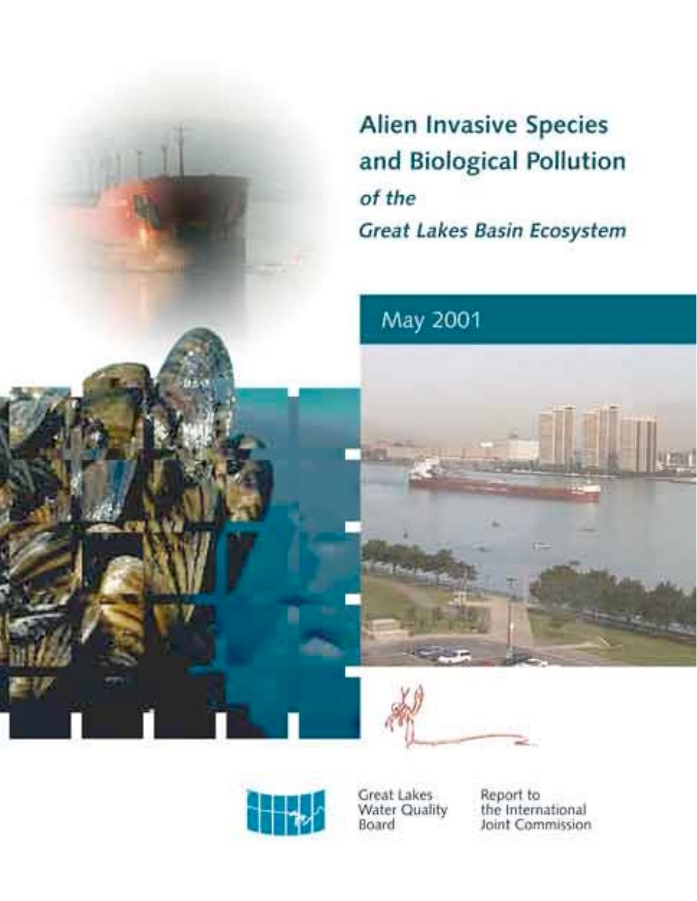# Alien Invasive Species and Biological Pollution

*of the*

***Great Lakes Basin Ecosystem***

May 2001

Great Lakes Water Quality Board

Report to the International Joint Commission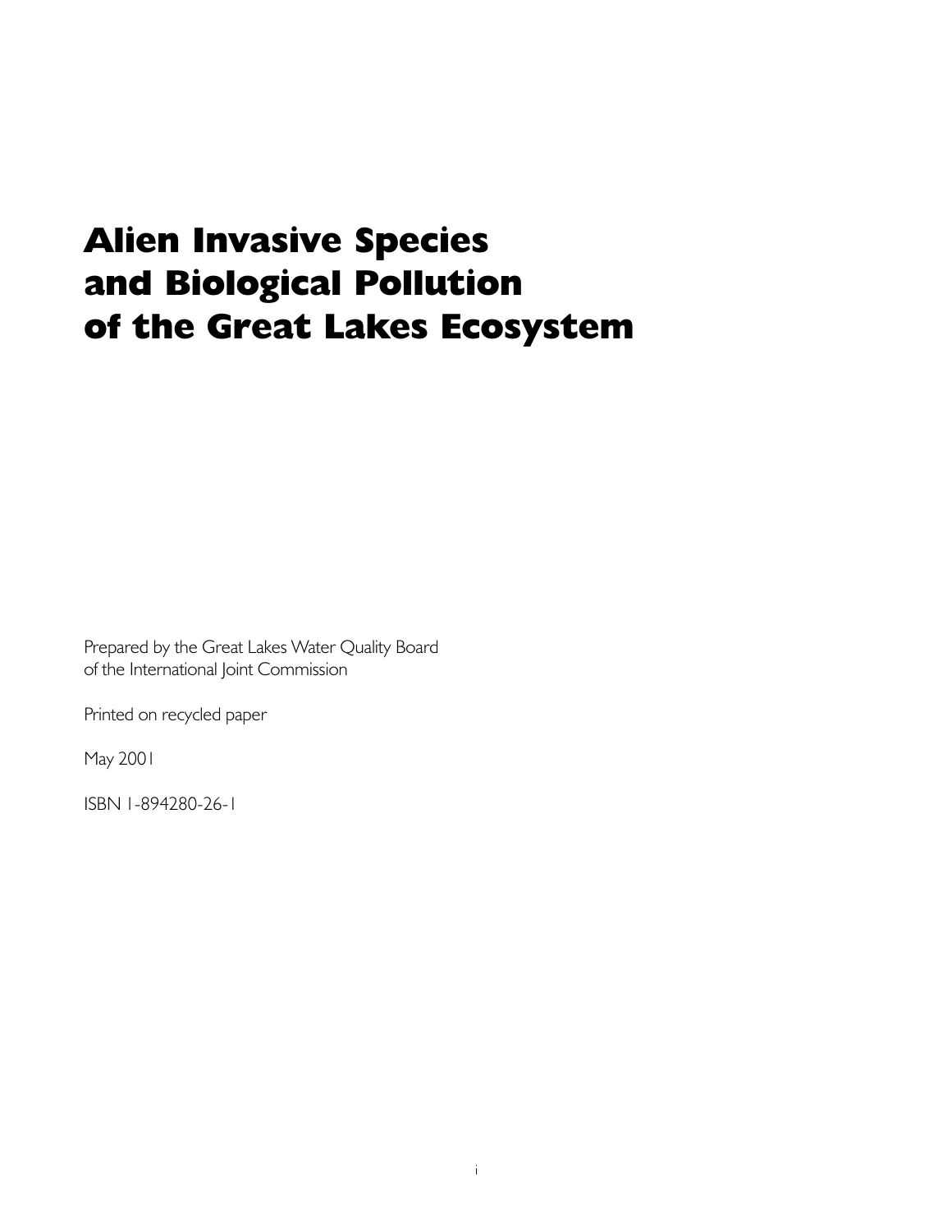# Alien Invasive Species and Biological Pollution of the Great Lakes Ecosystem

Prepared by the Great Lakes Water Quality Board
of the International Joint Commission

Printed on recycled paper

May 2001

ISBN 1-894280-26-1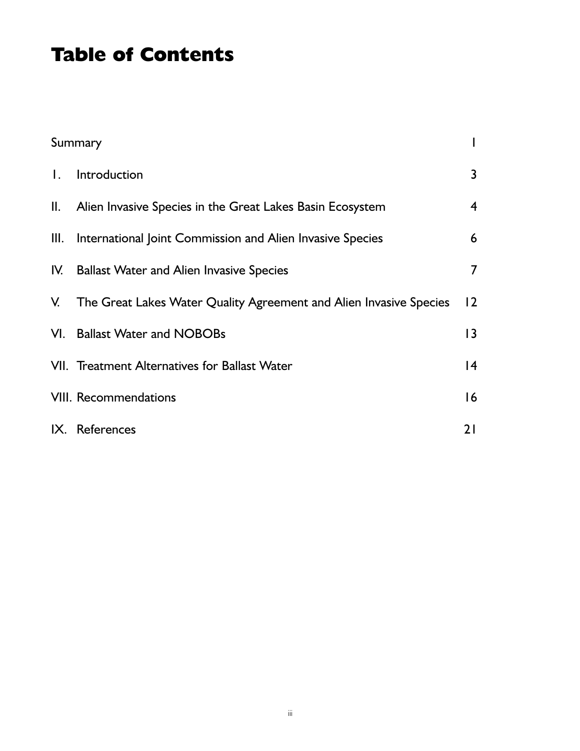# Table of Contents

| | | |
|---|---|---|
| Summary | | 1 |
| I. | Introduction | 3 |
| II. | Alien Invasive Species in the Great Lakes Basin Ecosystem | 4 |
| III. | International Joint Commission and Alien Invasive Species | 6 |
| IV. | Ballast Water and Alien Invasive Species | 7 |
| V. | The Great Lakes Water Quality Agreement and Alien Invasive Species | 12 |
| VI. | Ballast Water and NOBOBs | 13 |
| VII. | Treatment Alternatives for Ballast Water | 14 |
| VIII. | Recommendations | 16 |
| IX. | References | 21 |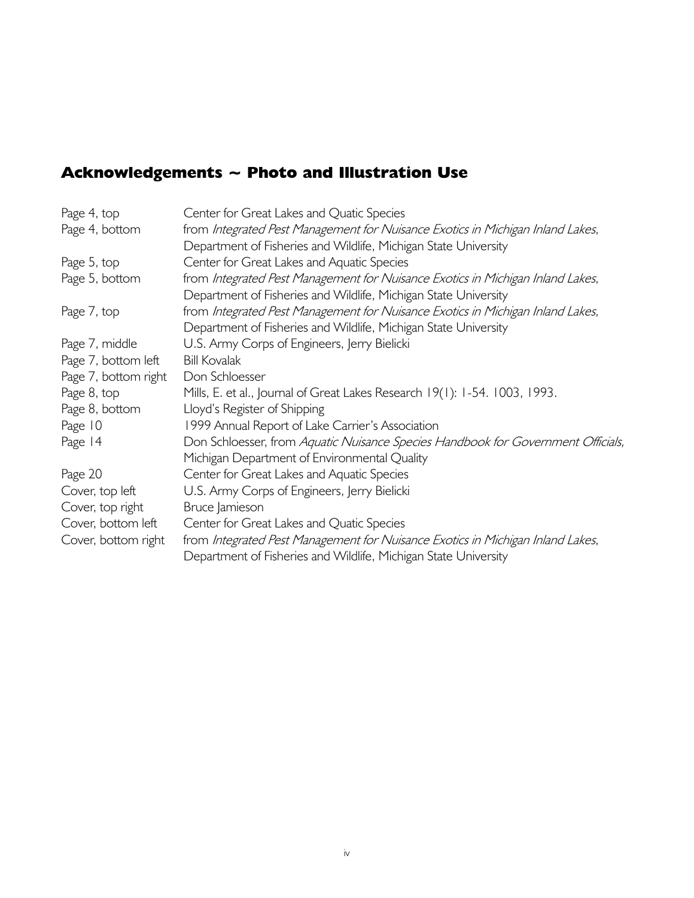## Acknowledgements ~ Photo and Illustration Use

| | |
|---|---|
| Page 4, top | Center for Great Lakes and Quatic Species |
| Page 4, bottom | from *Integrated Pest Management for Nuisance Exotics in Michigan Inland Lakes*, Department of Fisheries and Wildlife, Michigan State University |
| Page 5, top | Center for Great Lakes and Aquatic Species |
| Page 5, bottom | from *Integrated Pest Management for Nuisance Exotics in Michigan Inland Lakes*, Department of Fisheries and Wildlife, Michigan State University |
| Page 7, top | from *Integrated Pest Management for Nuisance Exotics in Michigan Inland Lakes*, Department of Fisheries and Wildlife, Michigan State University |
| Page 7, middle | U.S. Army Corps of Engineers, Jerry Bielicki |
| Page 7, bottom left | Bill Kovalak |
| Page 7, bottom right | Don Schloesser |
| Page 8, top | Mills, E. et al., Journal of Great Lakes Research 19(1): 1-54. 1003, 1993. |
| Page 8, bottom | Lloyd's Register of Shipping |
| Page 10 | 1999 Annual Report of Lake Carrier's Association |
| Page 14 | Don Schloesser, from *Aquatic Nuisance Species Handbook for Government Officials,* Michigan Department of Environmental Quality |
| Page 20 | Center for Great Lakes and Aquatic Species |
| Cover, top left | U.S. Army Corps of Engineers, Jerry Bielicki |
| Cover, top right | Bruce Jamieson |
| Cover, bottom left | Center for Great Lakes and Quatic Species |
| Cover, bottom right | from *Integrated Pest Management for Nuisance Exotics in Michigan Inland Lakes*, Department of Fisheries and Wildlife, Michigan State University |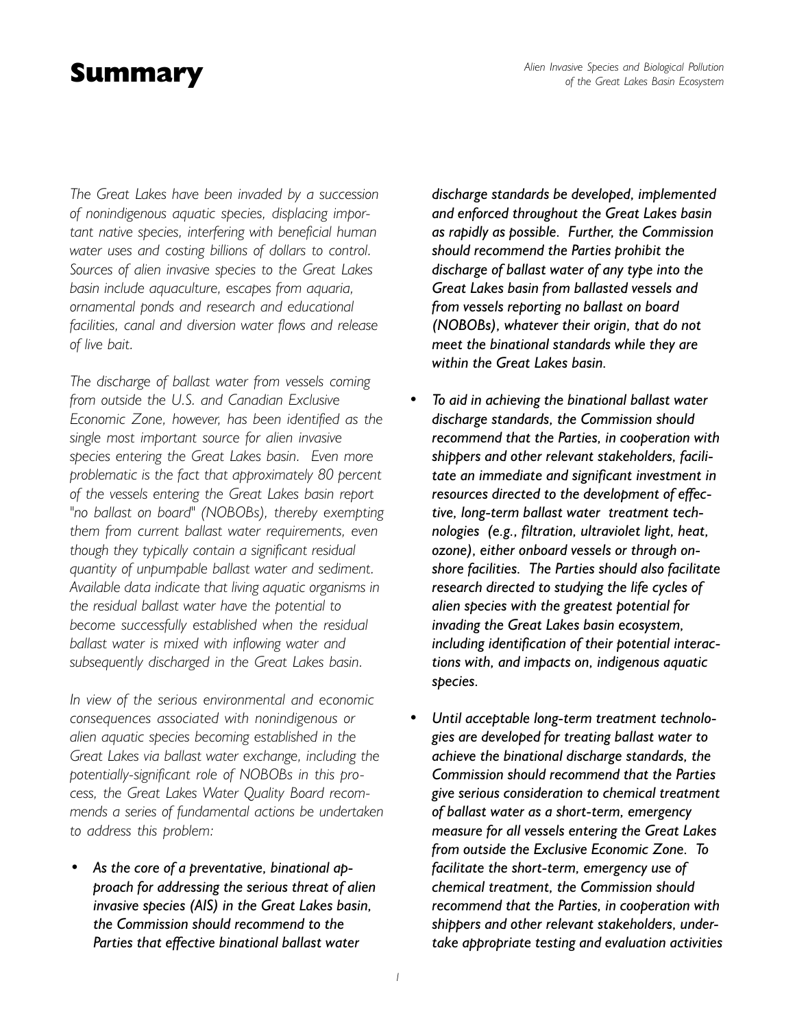# Summary

*The Great Lakes have been invaded by a succession of nonindigenous aquatic species, displacing important native species, interfering with beneficial human water uses and costing billions of dollars to control. Sources of alien invasive species to the Great Lakes basin include aquaculture, escapes from aquaria, ornamental ponds and research and educational facilities, canal and diversion water flows and release of live bait.*

*The discharge of ballast water from vessels coming from outside the U.S. and Canadian Exclusive Economic Zone, however, has been identified as the single most important source for alien invasive species entering the Great Lakes basin. Even more problematic is the fact that approximately 80 percent of the vessels entering the Great Lakes basin report "no ballast on board" (NOBOBs), thereby exempting them from current ballast water requirements, even though they typically contain a significant residual quantity of unpumpable ballast water and sediment. Available data indicate that living aquatic organisms in the residual ballast water have the potential to become successfully established when the residual ballast water is mixed with inflowing water and subsequently discharged in the Great Lakes basin.*

*In view of the serious environmental and economic consequences associated with nonindigenous or alien aquatic species becoming established in the Great Lakes via ballast water exchange, including the potentially-significant role of NOBOBs in this process, the Great Lakes Water Quality Board recommends a series of fundamental actions be undertaken to address this problem:*

- ***As the core of a preventative, binational approach for addressing the serious threat of alien invasive species (AIS) in the Great Lakes basin, the Commission should recommend to the Parties that effective binational ballast water discharge standards be developed, implemented and enforced throughout the Great Lakes basin as rapidly as possible. Further, the Commission should recommend the Parties prohibit the discharge of ballast water of any type into the Great Lakes basin from ballasted vessels and from vessels reporting no ballast on board (NOBOBs), whatever their origin, that do not meet the binational standards while they are within the Great Lakes basin.***

- ***To aid in achieving the binational ballast water discharge standards, the Commission should recommend that the Parties, in cooperation with shippers and other relevant stakeholders, facilitate an immediate and significant investment in resources directed to the development of effective, long-term ballast water treatment technologies (e.g., filtration, ultraviolet light, heat, ozone), either onboard vessels or through onshore facilities. The Parties should also facilitate research directed to studying the life cycles of alien species with the greatest potential for invading the Great Lakes basin ecosystem, including identification of their potential interactions with, and impacts on, indigenous aquatic species.***

- ***Until acceptable long-term treatment technologies are developed for treating ballast water to achieve the binational discharge standards, the Commission should recommend that the Parties give serious consideration to chemical treatment of ballast water as a short-term, emergency measure for all vessels entering the Great Lakes from outside the Exclusive Economic Zone. To facilitate the short-term, emergency use of chemical treatment, the Commission should recommend that the Parties, in cooperation with shippers and other relevant stakeholders, undertake appropriate testing and evaluation activities***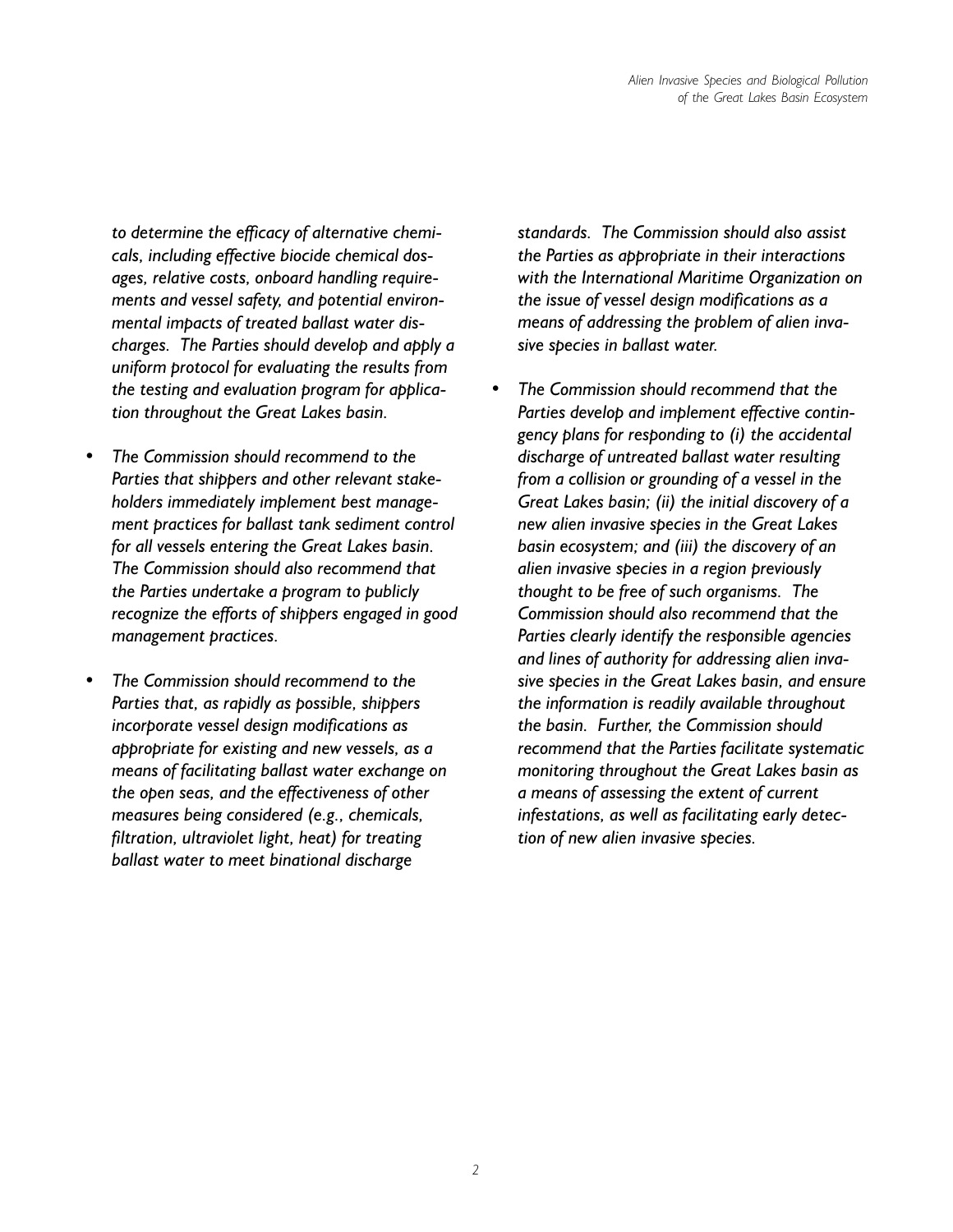*to determine the efficacy of alternative chemicals, including effective biocide chemical dosages, relative costs, onboard handling requirements and vessel safety, and potential environmental impacts of treated ballast water discharges. The Parties should develop and apply a uniform protocol for evaluating the results from the testing and evaluation program for application throughout the Great Lakes basin.*

- *The Commission should recommend to the Parties that shippers and other relevant stakeholders immediately implement best management practices for ballast tank sediment control for all vessels entering the Great Lakes basin. The Commission should also recommend that the Parties undertake a program to publicly recognize the efforts of shippers engaged in good management practices.*

- *The Commission should recommend to the Parties that, as rapidly as possible, shippers incorporate vessel design modifications as appropriate for existing and new vessels, as a means of facilitating ballast water exchange on the open seas, and the effectiveness of other measures being considered (e.g., chemicals, filtration, ultraviolet light, heat) for treating ballast water to meet binational discharge standards. The Commission should also assist the Parties as appropriate in their interactions with the International Maritime Organization on the issue of vessel design modifications as a means of addressing the problem of alien invasive species in ballast water.*

- *The Commission should recommend that the Parties develop and implement effective contingency plans for responding to (i) the accidental discharge of untreated ballast water resulting from a collision or grounding of a vessel in the Great Lakes basin; (ii) the initial discovery of a new alien invasive species in the Great Lakes basin ecosystem; and (iii) the discovery of an alien invasive species in a region previously thought to be free of such organisms. The Commission should also recommend that the Parties clearly identify the responsible agencies and lines of authority for addressing alien invasive species in the Great Lakes basin, and ensure the information is readily available throughout the basin. Further, the Commission should recommend that the Parties facilitate systematic monitoring throughout the Great Lakes basin as a means of assessing the extent of current infestations, as well as facilitating early detection of new alien invasive species.*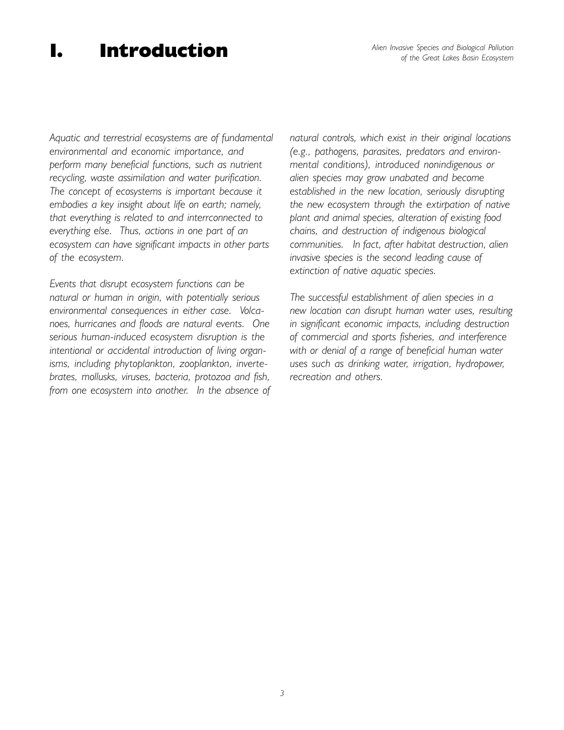# I. Introduction

*Aquatic and terrestrial ecosystems are of fundamental environmental and economic importance, and perform many beneficial functions, such as nutrient recycling, waste assimilation and water purification. The concept of ecosystems is important because it embodies a key insight about life on earth; namely, that everything is related to and interrconnected to everything else. Thus, actions in one part of an ecosystem can have significant impacts in other parts of the ecosystem.*

*Events that disrupt ecosystem functions can be natural or human in origin, with potentially serious environmental consequences in either case. Volcanoes, hurricanes and floods are natural events. One serious human-induced ecosystem disruption is the intentional or accidental introduction of living organisms, including phytoplankton, zooplankton, invertebrates, mollusks, viruses, bacteria, protozoa and fish, from one ecosystem into another. In the absence of natural controls, which exist in their original locations (e.g., pathogens, parasites, predators and environmental conditions), introduced nonindigenous or alien species may grow unabated and become established in the new location, seriously disrupting the new ecosystem through the extirpation of native plant and animal species, alteration of existing food chains, and destruction of indigenous biological communities. In fact, after habitat destruction, alien invasive species is the second leading cause of extinction of native aquatic species.*

*The successful establishment of alien species in a new location can disrupt human water uses, resulting in significant economic impacts, including destruction of commercial and sports fisheries, and interference with or denial of a range of beneficial human water uses such as drinking water, irrigation, hydropower, recreation and others.*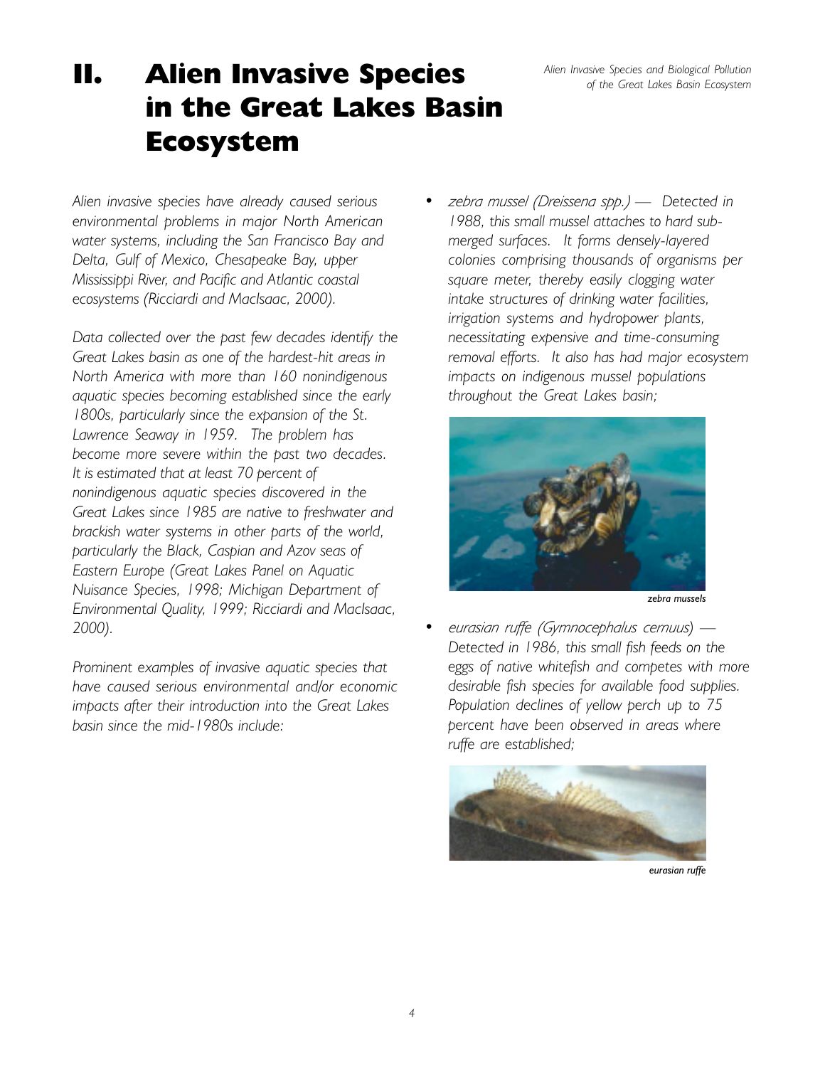# II. Alien Invasive Species in the Great Lakes Basin Ecosystem

*Alien invasive species have already caused serious environmental problems in major North American water systems, including the San Francisco Bay and Delta, Gulf of Mexico, Chesapeake Bay, upper Mississippi River, and Pacific and Atlantic coastal ecosystems (Ricciardi and MacIsaac, 2000).*

*Data collected over the past few decades identify the Great Lakes basin as one of the hardest-hit areas in North America with more than 160 nonindigenous aquatic species becoming established since the early 1800s, particularly since the expansion of the St. Lawrence Seaway in 1959. The problem has become more severe within the past two decades. It is estimated that at least 70 percent of nonindigenous aquatic species discovered in the Great Lakes since 1985 are native to freshwater and brackish water systems in other parts of the world, particularly the Black, Caspian and Azov seas of Eastern Europe (Great Lakes Panel on Aquatic Nuisance Species, 1998; Michigan Department of Environmental Quality, 1999; Ricciardi and MacIsaac, 2000).*

*Prominent examples of invasive aquatic species that have caused serious environmental and/or economic impacts after their introduction into the Great Lakes basin since the mid-1980s include:*

- *zebra mussel (Dreissena spp.) — Detected in 1988, this small mussel attaches to hard submerged surfaces. It forms densely-layered colonies comprising thousands of organisms per square meter, thereby easily clogging water intake structures of drinking water facilities, irrigation systems and hydropower plants, necessitating expensive and time-consuming removal efforts. It also has had major ecosystem impacts on indigenous mussel populations throughout the Great Lakes basin;*

*zebra mussels*

- *eurasian ruffe (Gymnocephalus cernuus) — Detected in 1986, this small fish feeds on the eggs of native whitefish and competes with more desirable fish species for available food supplies. Population declines of yellow perch up to 75 percent have been observed in areas where ruffe are established;*

*eurasian ruffe*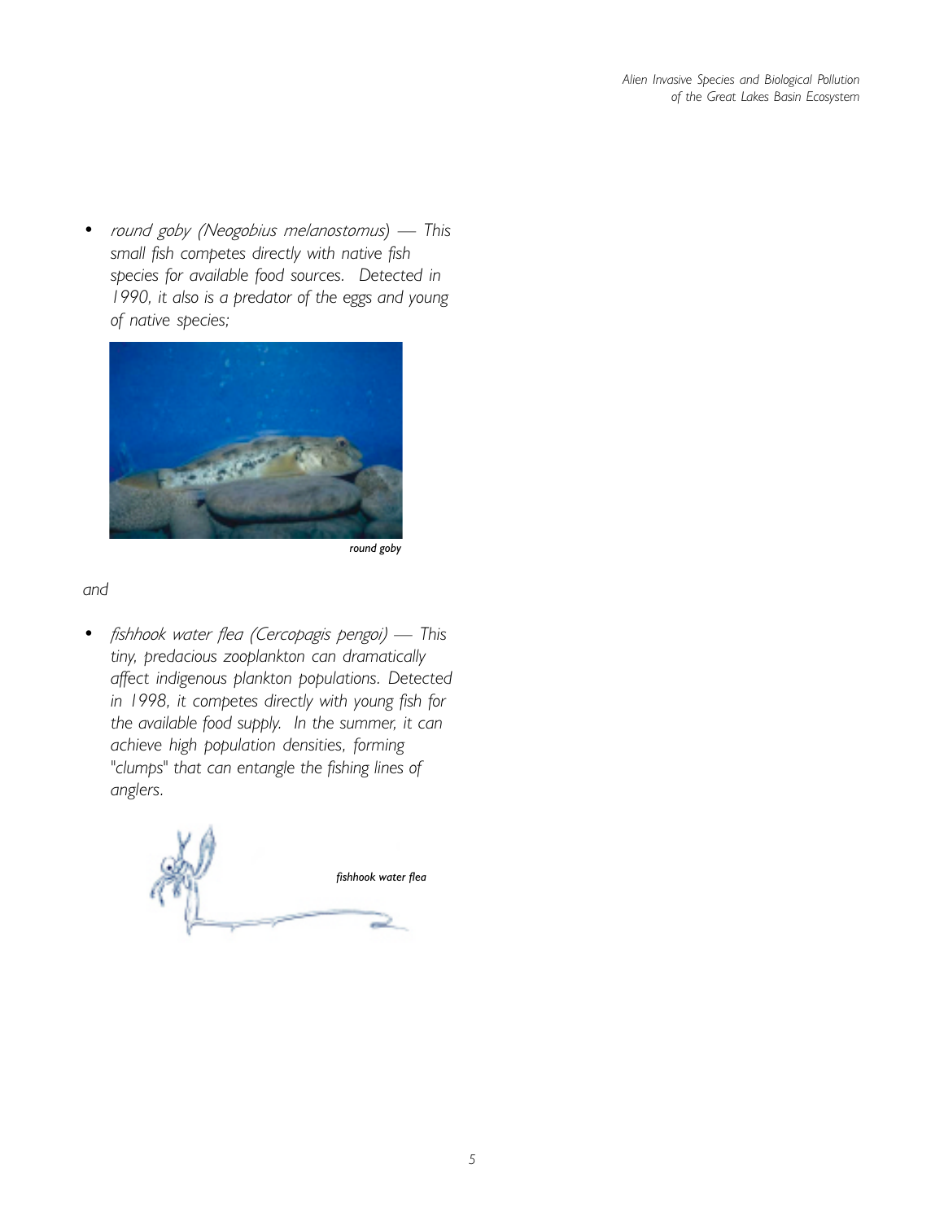- *round goby (Neogobius melanostomus) — This small fish competes directly with native fish species for available food sources. Detected in 1990, it also is a predator of the eggs and young of native species;*

*round goby*

*and*

- *fishhook water flea (Cercopagis pengoi) — This tiny, predacious zooplankton can dramatically affect indigenous plankton populations. Detected in 1998, it competes directly with young fish for the available food supply. In the summer, it can achieve high population densities, forming "clumps" that can entangle the fishing lines of anglers.*

*fishhook water flea*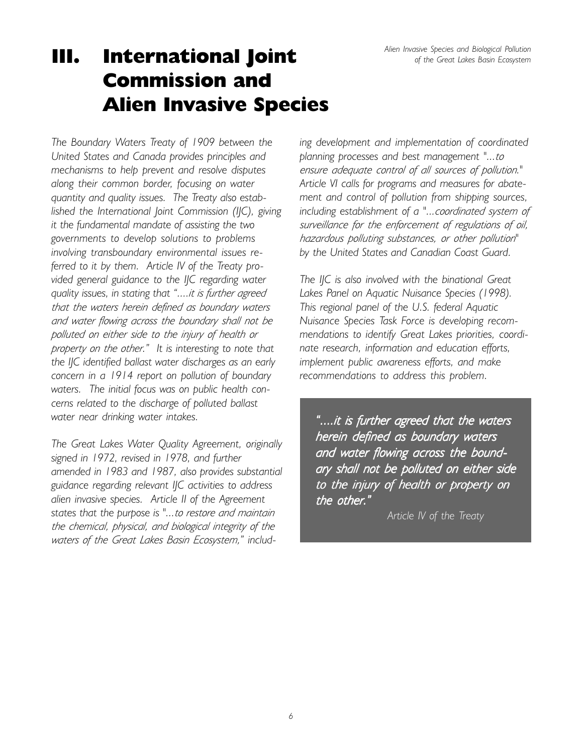# III. International Joint Commission and Alien Invasive Species

*The Boundary Waters Treaty of 1909 between the United States and Canada provides principles and mechanisms to help prevent and resolve disputes along their common border, focusing on water quantity and quality issues. The Treaty also established the International Joint Commission (IJC), giving it the fundamental mandate of assisting the two governments to develop solutions to problems involving transboundary environmental issues referred to it by them. Article IV of the Treaty provided general guidance to the IJC regarding water quality issues, in stating that "....it is further agreed that the waters herein defined as boundary waters and water flowing across the boundary shall not be polluted on either side to the injury of health or property on the other." It is interesting to note that the IJC identified ballast water discharges as an early concern in a 1914 report on pollution of boundary waters. The initial focus was on public health concerns related to the discharge of polluted ballast water near drinking water intakes.*

*The Great Lakes Water Quality Agreement, originally signed in 1972, revised in 1978, and further amended in 1983 and 1987, also provides substantial guidance regarding relevant IJC activities to address alien invasive species. Article II of the Agreement states that the purpose is "...to restore and maintain the chemical, physical, and biological integrity of the waters of the Great Lakes Basin Ecosystem," including development and implementation of coordinated planning processes and best management "...to ensure adequate control of all sources of pollution." Article VI calls for programs and measures for abatement and control of pollution from shipping sources, including establishment of a "...coordinated system of surveillance for the enforcement of regulations of oil, hazardous polluting substances, or other pollution" by the United States and Canadian Coast Guard.*

*The IJC is also involved with the binational Great Lakes Panel on Aquatic Nuisance Species (1998). This regional panel of the U.S. federal Aquatic Nuisance Species Task Force is developing recommendations to identify Great Lakes priorities, coordinate research, information and education efforts, implement public awareness efforts, and make recommendations to address this problem.*

> *"....it is further agreed that the waters herein defined as boundary waters and water flowing across the boundary shall not be polluted on either side to the injury of health or property on the other."*
>
> Article IV of the Treaty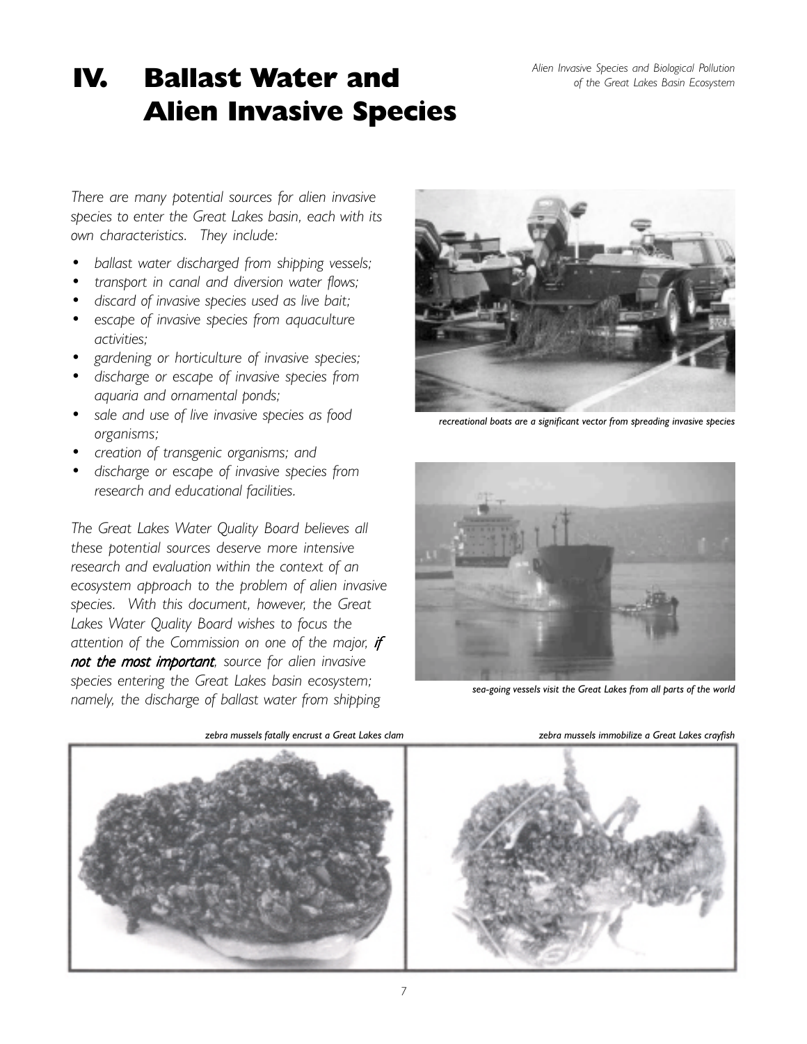# IV. Ballast Water and Alien Invasive Species

*There are many potential sources for alien invasive species to enter the Great Lakes basin, each with its own characteristics. They include:*

- *ballast water discharged from shipping vessels;*
- *transport in canal and diversion water flows;*
- *discard of invasive species used as live bait;*
- *escape of invasive species from aquaculture activities;*
- *gardening or horticulture of invasive species;*
- *discharge or escape of invasive species from aquaria and ornamental ponds;*
- *sale and use of live invasive species as food organisms;*
- *creation of transgenic organisms; and*
- *discharge or escape of invasive species from research and educational facilities.*

*The Great Lakes Water Quality Board believes all these potential sources deserve more intensive research and evaluation within the context of an ecosystem approach to the problem of alien invasive species. With this document, however, the Great Lakes Water Quality Board wishes to focus the attention of the Commission on one of the major,* ***if not the most important****, source for alien invasive species entering the Great Lakes basin ecosystem; namely, the discharge of ballast water from shipping*

*recreational boats are a significant vector from spreading invasive species*

*sea-going vessels visit the Great Lakes from all parts of the world*

*zebra mussels fatally encrust a Great Lakes clam*

*zebra mussels immobilize a Great Lakes crayfish*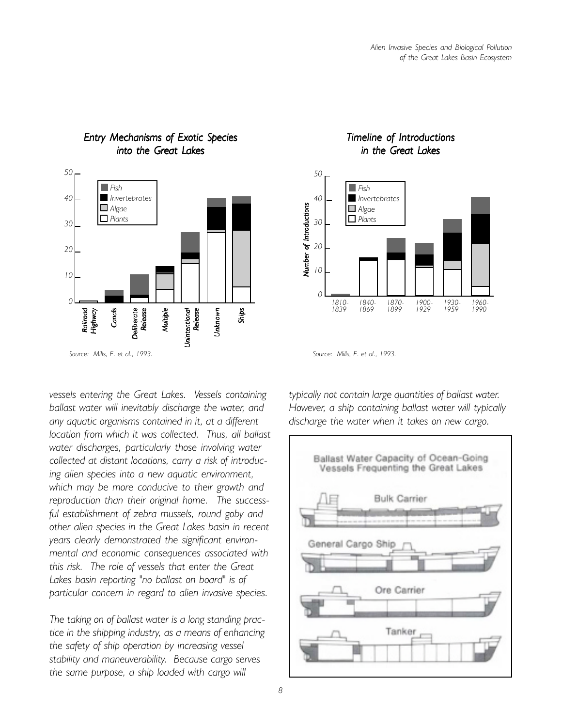### Entry Mechanisms of Exotic Species into the Great Lakes

Source: Mills, E. et al., 1993.

### Timeline of Introductions in the Great Lakes

Source: Mills, E. et al., 1993.

vessels entering the Great Lakes. Vessels containing ballast water will inevitably discharge the water, and any aquatic organisms contained in it, at a different location from which it was collected. Thus, all ballast water discharges, particularly those involving water collected at distant locations, carry a risk of introducing alien species into a new aquatic environment, which may be more conducive to their growth and reproduction than their original home. The successful establishment of zebra mussels, round goby and other alien species in the Great Lakes basin in recent years clearly demonstrated the significant environmental and economic consequences associated with this risk. The role of vessels that enter the Great Lakes basin reporting "no ballast on board" is of particular concern in regard to alien invasive species.

The taking on of ballast water is a long standing practice in the shipping industry, as a means of enhancing the safety of ship operation by increasing vessel stability and maneuverability. Because cargo serves the same purpose, a ship loaded with cargo will typically not contain large quantities of ballast water. However, a ship containing ballast water will typically discharge the water when it takes on new cargo.

Ballast Water Capacity of Ocean-Going Vessels Frequenting the Great Lakes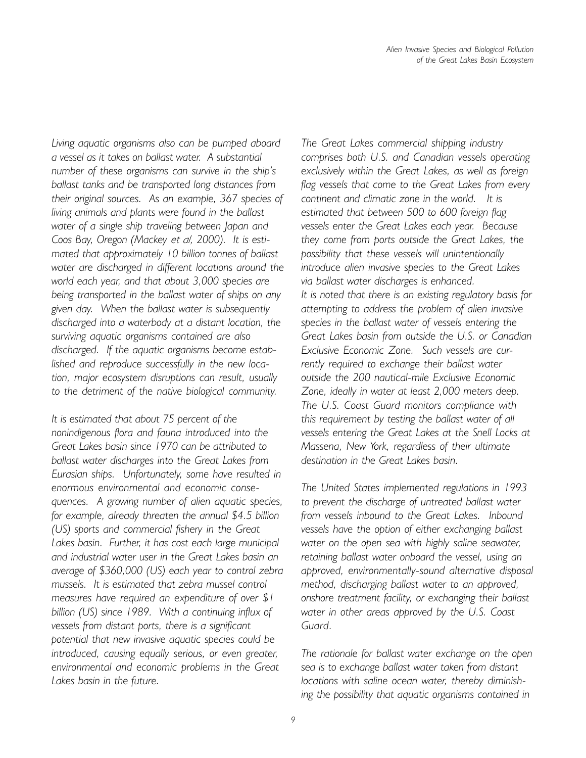*Living aquatic organisms also can be pumped aboard a vessel as it takes on ballast water. A substantial number of these organisms can survive in the ship's ballast tanks and be transported long distances from their original sources. As an example, 367 species of living animals and plants were found in the ballast water of a single ship traveling between Japan and Coos Bay, Oregon (Mackey et al, 2000). It is estimated that approximately 10 billion tonnes of ballast water are discharged in different locations around the world each year, and that about 3,000 species are being transported in the ballast water of ships on any given day. When the ballast water is subsequently discharged into a waterbody at a distant location, the surviving aquatic organisms contained are also discharged. If the aquatic organisms become established and reproduce successfully in the new location, major ecosystem disruptions can result, usually to the detriment of the native biological community.*

*It is estimated that about 75 percent of the nonindigenous flora and fauna introduced into the Great Lakes basin since 1970 can be attributed to ballast water discharges into the Great Lakes from Eurasian ships. Unfortunately, some have resulted in enormous environmental and economic consequences. A growing number of alien aquatic species, for example, already threaten the annual $4.5 billion (US) sports and commercial fishery in the Great Lakes basin. Further, it has cost each large municipal and industrial water user in the Great Lakes basin an average of $360,000 (US) each year to control zebra mussels. It is estimated that zebra mussel control measures have required an expenditure of over $1 billion (US) since 1989. With a continuing influx of vessels from distant ports, there is a significant potential that new invasive aquatic species could be introduced, causing equally serious, or even greater, environmental and economic problems in the Great Lakes basin in the future.*

*The Great Lakes commercial shipping industry comprises both U.S. and Canadian vessels operating exclusively within the Great Lakes, as well as foreign flag vessels that come to the Great Lakes from every continent and climatic zone in the world. It is estimated that between 500 to 600 foreign flag vessels enter the Great Lakes each year. Because they come from ports outside the Great Lakes, the possibility that these vessels will unintentionally introduce alien invasive species to the Great Lakes via ballast water discharges is enhanced.*
*It is noted that there is an existing regulatory basis for attempting to address the problem of alien invasive species in the ballast water of vessels entering the Great Lakes basin from outside the U.S. or Canadian Exclusive Economic Zone. Such vessels are currently required to exchange their ballast water outside the 200 nautical-mile Exclusive Economic Zone, ideally in water at least 2,000 meters deep. The U.S. Coast Guard monitors compliance with this requirement by testing the ballast water of all vessels entering the Great Lakes at the Snell Locks at Massena, New York, regardless of their ultimate destination in the Great Lakes basin.*

*The United States implemented regulations in 1993 to prevent the discharge of untreated ballast water from vessels inbound to the Great Lakes. Inbound vessels have the option of either exchanging ballast water on the open sea with highly saline seawater, retaining ballast water onboard the vessel, using an approved, environmentally-sound alternative disposal method, discharging ballast water to an approved, onshore treatment facility, or exchanging their ballast water in other areas approved by the U.S. Coast Guard.*

*The rationale for ballast water exchange on the open sea is to exchange ballast water taken from distant locations with saline ocean water, thereby diminishing the possibility that aquatic organisms contained in*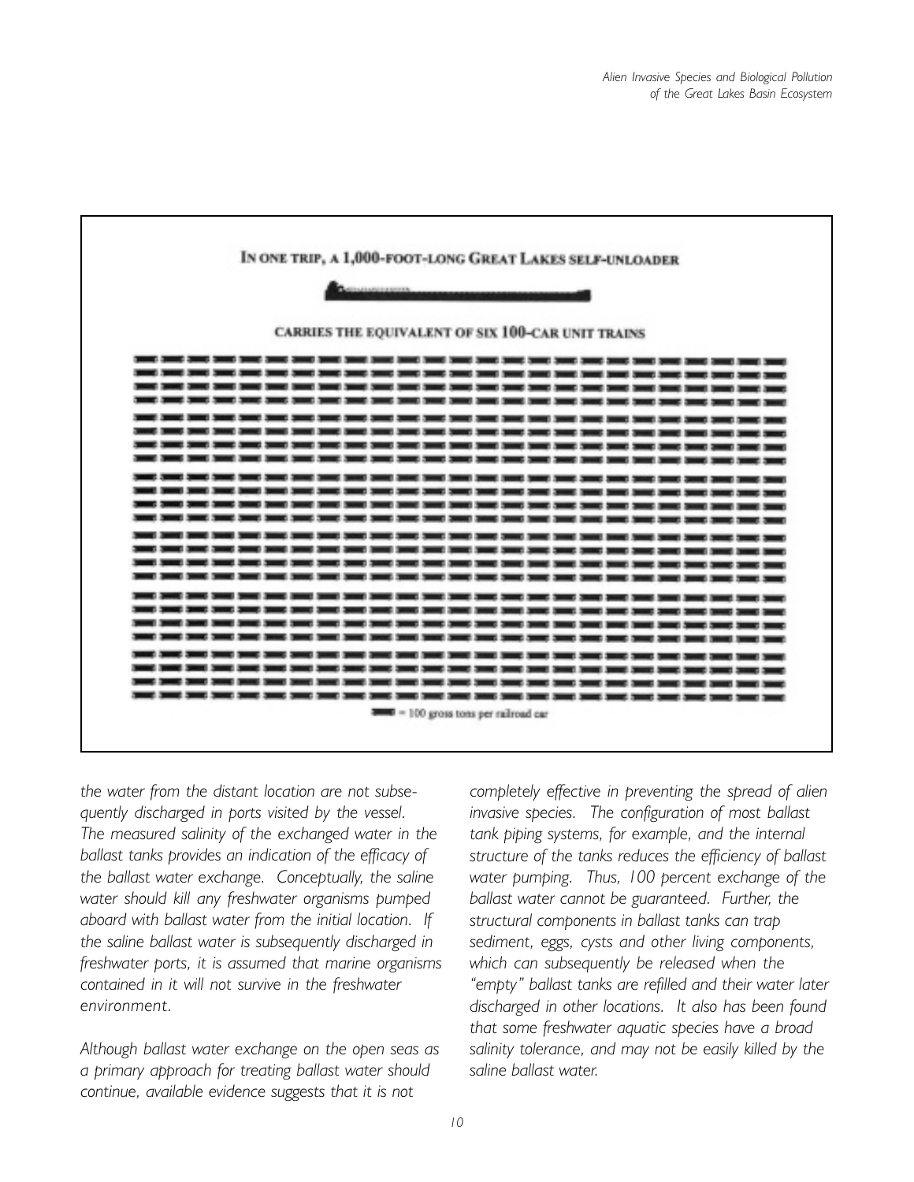IN ONE TRIP, A 1,000-FOOT-LONG GREAT LAKES SELF-UNLOADER

CARRIES THE EQUIVALENT OF SIX 100-CAR UNIT TRAINS

= 100 gross tons per railroad car

*the water from the distant location are not subsequently discharged in ports visited by the vessel. The measured salinity of the exchanged water in the ballast tanks provides an indication of the efficacy of the ballast water exchange. Conceptually, the saline water should kill any freshwater organisms pumped aboard with ballast water from the initial location. If the saline ballast water is subsequently discharged in freshwater ports, it is assumed that marine organisms contained in it will not survive in the freshwater environment.*

*Although ballast water exchange on the open seas as a primary approach for treating ballast water should continue, available evidence suggests that it is not completely effective in preventing the spread of alien invasive species. The configuration of most ballast tank piping systems, for example, and the internal structure of the tanks reduces the efficiency of ballast water pumping. Thus, 100 percent exchange of the ballast water cannot be guaranteed. Further, the structural components in ballast tanks can trap sediment, eggs, cysts and other living components, which can subsequently be released when the "empty" ballast tanks are refilled and their water later discharged in other locations. It also has been found that some freshwater aquatic species have a broad salinity tolerance, and may not be easily killed by the saline ballast water.*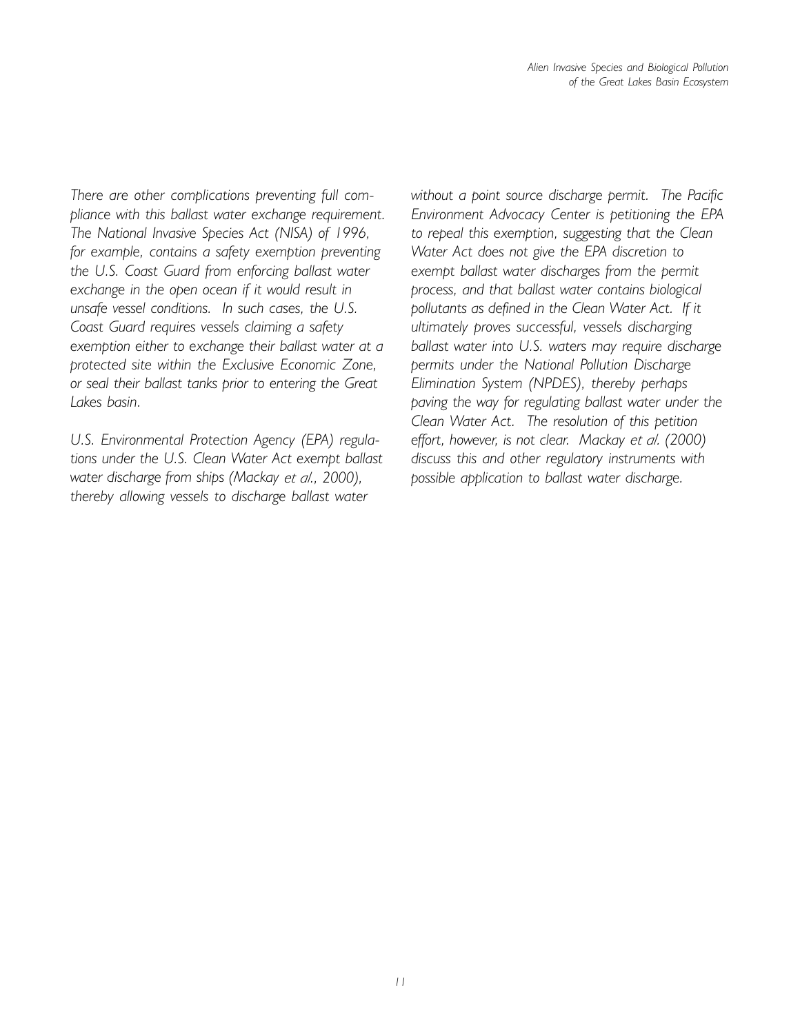*There are other complications preventing full compliance with this ballast water exchange requirement. The National Invasive Species Act (NISA) of 1996, for example, contains a safety exemption preventing the U.S. Coast Guard from enforcing ballast water exchange in the open ocean if it would result in unsafe vessel conditions. In such cases, the U.S. Coast Guard requires vessels claiming a safety exemption either to exchange their ballast water at a protected site within the Exclusive Economic Zone, or seal their ballast tanks prior to entering the Great Lakes basin.*

*U.S. Environmental Protection Agency (EPA) regulations under the U.S. Clean Water Act exempt ballast water discharge from ships (Mackay et al., 2000), thereby allowing vessels to discharge ballast water without a point source discharge permit. The Pacific Environment Advocacy Center is petitioning the EPA to repeal this exemption, suggesting that the Clean Water Act does not give the EPA discretion to exempt ballast water discharges from the permit process, and that ballast water contains biological pollutants as defined in the Clean Water Act. If it ultimately proves successful, vessels discharging ballast water into U.S. waters may require discharge permits under the National Pollution Discharge Elimination System (NPDES), thereby perhaps paving the way for regulating ballast water under the Clean Water Act. The resolution of this petition effort, however, is not clear. Mackay et al. (2000) discuss this and other regulatory instruments with possible application to ballast water discharge.*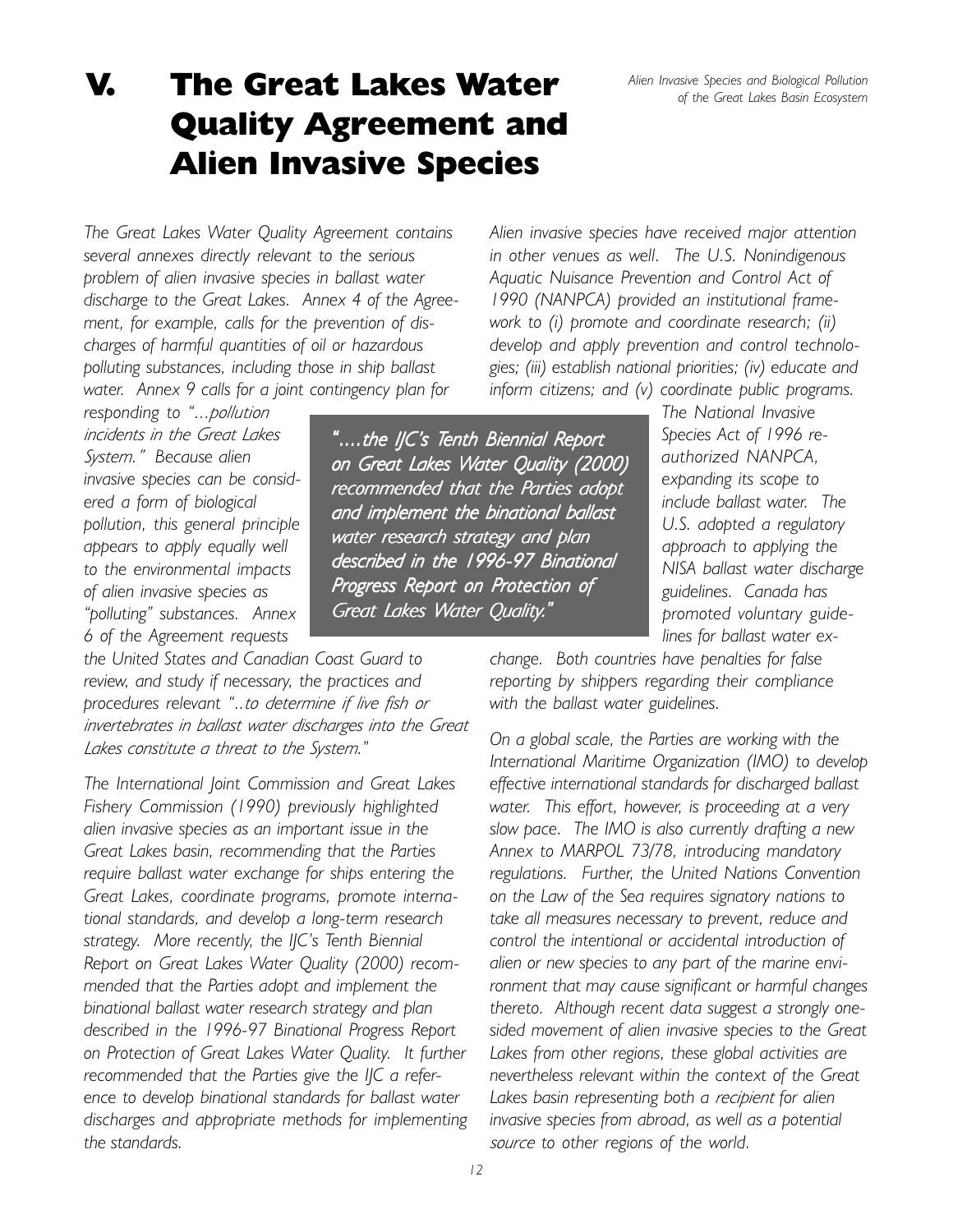# V. The Great Lakes Water Quality Agreement and Alien Invasive Species

*The Great Lakes Water Quality Agreement contains several annexes directly relevant to the serious problem of alien invasive species in ballast water discharge to the Great Lakes. Annex 4 of the Agreement, for example, calls for the prevention of discharges of harmful quantities of oil or hazardous polluting substances, including those in ship ballast water. Annex 9 calls for a joint contingency plan for responding to "...pollution incidents in the Great Lakes System." Because alien invasive species can be considered a form of biological pollution, this general principle appears to apply equally well to the environmental impacts of alien invasive species as "polluting" substances. Annex 6 of the Agreement requests the United States and Canadian Coast Guard to review, and study if necessary, the practices and procedures relevant "..to determine if live fish or invertebrates in ballast water discharges into the Great Lakes constitute a threat to the System."*

> *"....the IJC's Tenth Biennial Report on Great Lakes Water Quality (2000) recommended that the Parties adopt and implement the binational ballast water research strategy and plan described in the 1996-97 Binational Progress Report on Protection of Great Lakes Water Quality."*

*The International Joint Commission and Great Lakes Fishery Commission (1990) previously highlighted alien invasive species as an important issue in the Great Lakes basin, recommending that the Parties require ballast water exchange for ships entering the Great Lakes, coordinate programs, promote international standards, and develop a long-term research strategy. More recently, the IJC's Tenth Biennial Report on Great Lakes Water Quality (2000) recommended that the Parties adopt and implement the binational ballast water research strategy and plan described in the 1996-97 Binational Progress Report on Protection of Great Lakes Water Quality. It further recommended that the Parties give the IJC a reference to develop binational standards for ballast water discharges and appropriate methods for implementing the standards.*

*Alien invasive species have received major attention in other venues as well. The U.S. Nonindigenous Aquatic Nuisance Prevention and Control Act of 1990 (NANPCA) provided an institutional framework to (i) promote and coordinate research; (ii) develop and apply prevention and control technologies; (iii) establish national priorities; (iv) educate and inform citizens; and (v) coordinate public programs. The National Invasive Species Act of 1996 reauthorized NANPCA, expanding its scope to include ballast water. The U.S. adopted a regulatory approach to applying the NISA ballast water discharge guidelines. Canada has promoted voluntary guidelines for ballast water exchange. Both countries have penalties for false reporting by shippers regarding their compliance with the ballast water guidelines.*

*On a global scale, the Parties are working with the International Maritime Organization (IMO) to develop effective international standards for discharged ballast water. This effort, however, is proceeding at a very slow pace. The IMO is also currently drafting a new Annex to MARPOL 73/78, introducing mandatory regulations. Further, the United Nations Convention on the Law of the Sea requires signatory nations to take all measures necessary to prevent, reduce and control the intentional or accidental introduction of alien or new species to any part of the marine environment that may cause significant or harmful changes thereto. Although recent data suggest a strongly one-sided movement of alien invasive species to the Great Lakes from other regions, these global activities are nevertheless relevant within the context of the Great Lakes basin representing both a recipient for alien invasive species from abroad, as well as a potential source to other regions of the world.*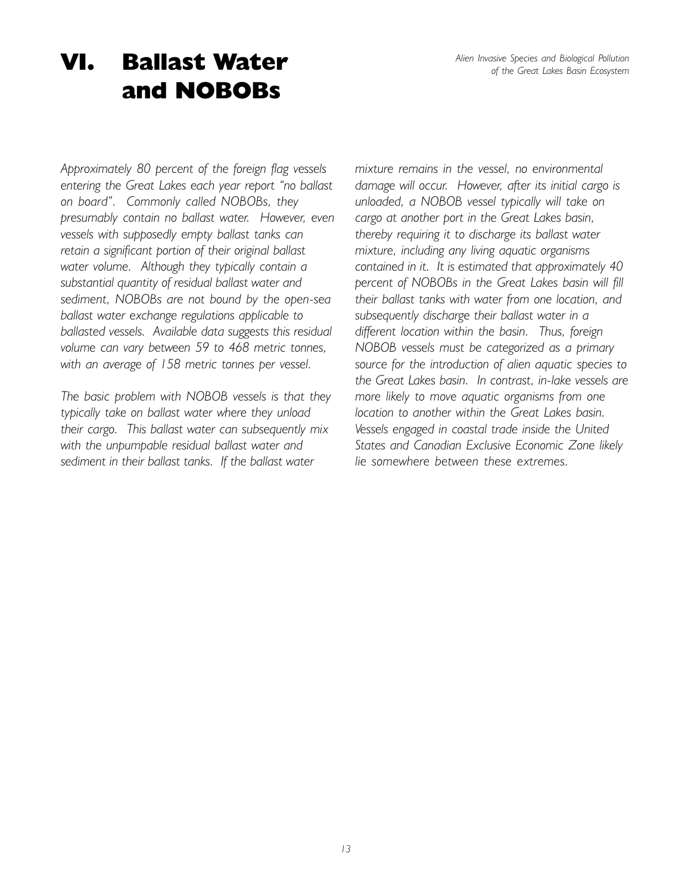# VI. Ballast Water and NOBOBs

*Approximately 80 percent of the foreign flag vessels entering the Great Lakes each year report "no ballast on board". Commonly called NOBOBs, they presumably contain no ballast water. However, even vessels with supposedly empty ballast tanks can retain a significant portion of their original ballast water volume. Although they typically contain a substantial quantity of residual ballast water and sediment, NOBOBs are not bound by the open-sea ballast water exchange regulations applicable to ballasted vessels. Available data suggests this residual volume can vary between 59 to 468 metric tonnes, with an average of 158 metric tonnes per vessel.*

*The basic problem with NOBOB vessels is that they typically take on ballast water where they unload their cargo. This ballast water can subsequently mix with the unpumpable residual ballast water and sediment in their ballast tanks. If the ballast water mixture remains in the vessel, no environmental damage will occur. However, after its initial cargo is unloaded, a NOBOB vessel typically will take on cargo at another port in the Great Lakes basin, thereby requiring it to discharge its ballast water mixture, including any living aquatic organisms contained in it. It is estimated that approximately 40 percent of NOBOBs in the Great Lakes basin will fill their ballast tanks with water from one location, and subsequently discharge their ballast water in a different location within the basin. Thus, foreign NOBOB vessels must be categorized as a primary source for the introduction of alien aquatic species to the Great Lakes basin. In contrast, in-lake vessels are more likely to move aquatic organisms from one location to another within the Great Lakes basin. Vessels engaged in coastal trade inside the United States and Canadian Exclusive Economic Zone likely lie somewhere between these extremes.*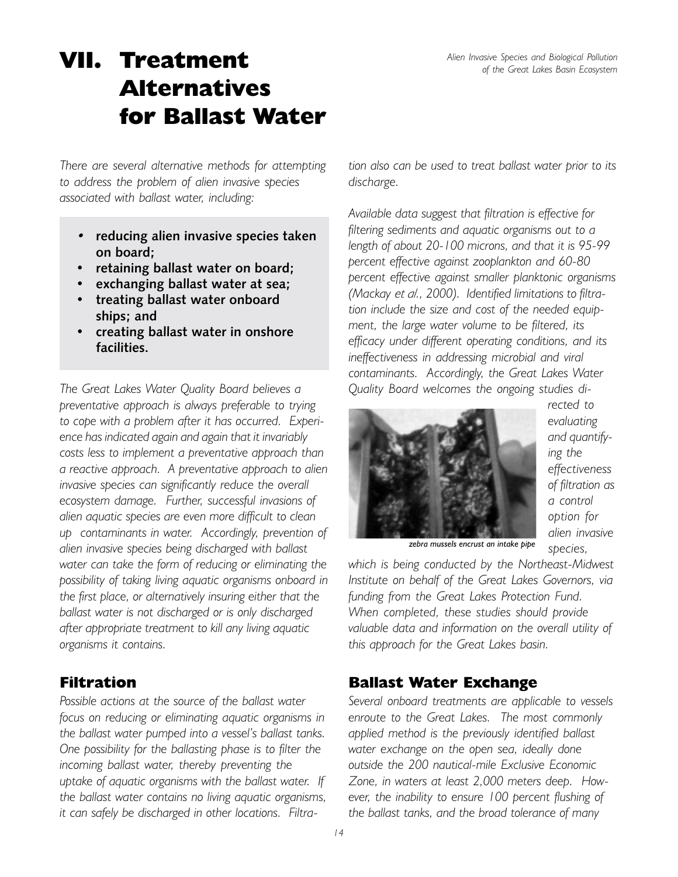# VII. Treatment Alternatives for Ballast Water

*There are several alternative methods for attempting to address the problem of alien invasive species associated with ballast water, including:*

- **reducing alien invasive species taken on board;**
- **retaining ballast water on board;**
- **exchanging ballast water at sea;**
- **treating ballast water onboard ships; and**
- **creating ballast water in onshore facilities.**

*The Great Lakes Water Quality Board believes a preventative approach is always preferable to trying to cope with a problem after it has occurred. Experience has indicated again and again that it invariably costs less to implement a preventative approach than a reactive approach. A preventative approach to alien invasive species can significantly reduce the overall ecosystem damage. Further, successful invasions of alien aquatic species are even more difficult to clean up contaminants in water. Accordingly, prevention of alien invasive species being discharged with ballast water can take the form of reducing or eliminating the possibility of taking living aquatic organisms onboard in the first place, or alternatively insuring either that the ballast water is not discharged or is only discharged after appropriate treatment to kill any living aquatic organisms it contains.*

## Filtration

*Possible actions at the source of the ballast water focus on reducing or eliminating aquatic organisms in the ballast water pumped into a vessel's ballast tanks. One possibility for the ballasting phase is to filter the incoming ballast water, thereby preventing the uptake of aquatic organisms with the ballast water. If the ballast water contains no living aquatic organisms, it can safely be discharged in other locations. Filtration also can be used to treat ballast water prior to its discharge.*

*Available data suggest that filtration is effective for filtering sediments and aquatic organisms out to a length of about 20-100 microns, and that it is 95-99 percent effective against zooplankton and 60-80 percent effective against smaller planktonic organisms (Mackay et al., 2000). Identified limitations to filtration include the size and cost of the needed equipment, the large water volume to be filtered, its efficacy under different operating conditions, and its ineffectiveness in addressing microbial and viral contaminants. Accordingly, the Great Lakes Water Quality Board welcomes the ongoing studies directed to evaluating and quantifying the effectiveness of filtration as a control option for alien invasive species, which is being conducted by the Northeast-Midwest Institute on behalf of the Great Lakes Governors, via funding from the Great Lakes Protection Fund. When completed, these studies should provide valuable data and information on the overall utility of this approach for the Great Lakes basin.*

*zebra mussels encrust an intake pipe*

## Ballast Water Exchange

*Several onboard treatments are applicable to vessels enroute to the Great Lakes. The most commonly applied method is the previously identified ballast water exchange on the open sea, ideally done outside the 200 nautical-mile Exclusive Economic Zone, in waters at least 2,000 meters deep. However, the inability to ensure 100 percent flushing of the ballast tanks, and the broad tolerance of many*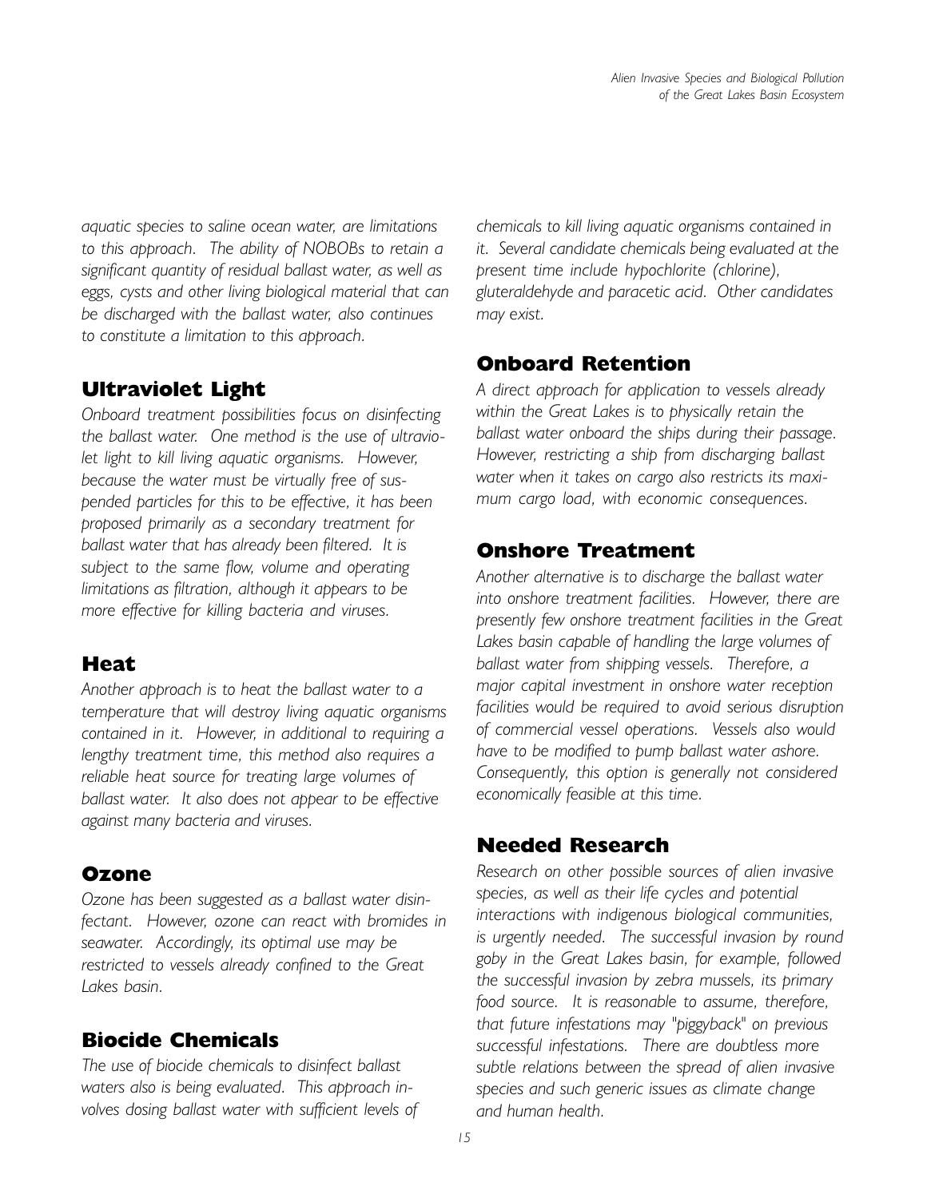*aquatic species to saline ocean water, are limitations to this approach. The ability of NOBOBs to retain a significant quantity of residual ballast water, as well as eggs, cysts and other living biological material that can be discharged with the ballast water, also continues to constitute a limitation to this approach.*

## Ultraviolet Light

*Onboard treatment possibilities focus on disinfecting the ballast water. One method is the use of ultraviolet light to kill living aquatic organisms. However, because the water must be virtually free of suspended particles for this to be effective, it has been proposed primarily as a secondary treatment for ballast water that has already been filtered. It is subject to the same flow, volume and operating limitations as filtration, although it appears to be more effective for killing bacteria and viruses.*

## Heat

*Another approach is to heat the ballast water to a temperature that will destroy living aquatic organisms contained in it. However, in additional to requiring a lengthy treatment time, this method also requires a reliable heat source for treating large volumes of ballast water. It also does not appear to be effective against many bacteria and viruses.*

## Ozone

*Ozone has been suggested as a ballast water disinfectant. However, ozone can react with bromides in seawater. Accordingly, its optimal use may be restricted to vessels already confined to the Great Lakes basin.*

## Biocide Chemicals

*The use of biocide chemicals to disinfect ballast waters also is being evaluated. This approach involves dosing ballast water with sufficient levels of chemicals to kill living aquatic organisms contained in it. Several candidate chemicals being evaluated at the present time include hypochlorite (chlorine), gluteraldehyde and paracetic acid. Other candidates may exist.*

## Onboard Retention

*A direct approach for application to vessels already within the Great Lakes is to physically retain the ballast water onboard the ships during their passage. However, restricting a ship from discharging ballast water when it takes on cargo also restricts its maximum cargo load, with economic consequences.*

## Onshore Treatment

*Another alternative is to discharge the ballast water into onshore treatment facilities. However, there are presently few onshore treatment facilities in the Great Lakes basin capable of handling the large volumes of ballast water from shipping vessels. Therefore, a major capital investment in onshore water reception facilities would be required to avoid serious disruption of commercial vessel operations. Vessels also would have to be modified to pump ballast water ashore. Consequently, this option is generally not considered economically feasible at this time.*

## Needed Research

*Research on other possible sources of alien invasive species, as well as their life cycles and potential interactions with indigenous biological communities, is urgently needed. The successful invasion by round goby in the Great Lakes basin, for example, followed the successful invasion by zebra mussels, its primary food source. It is reasonable to assume, therefore, that future infestations may "piggyback" on previous successful infestations. There are doubtless more subtle relations between the spread of alien invasive species and such generic issues as climate change and human health.*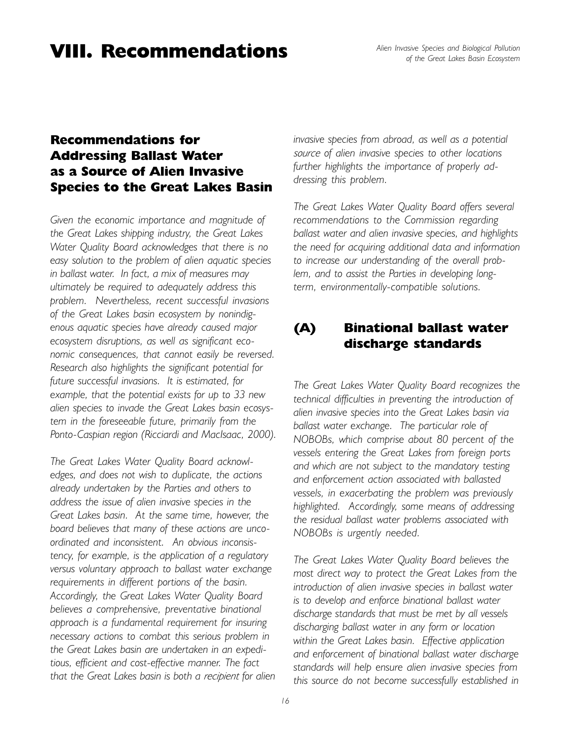# VIII. Recommendations

## Recommendations for Addressing Ballast Water as a Source of Alien Invasive Species to the Great Lakes Basin

*Given the economic importance and magnitude of the Great Lakes shipping industry, the Great Lakes Water Quality Board acknowledges that there is no easy solution to the problem of alien aquatic species in ballast water. In fact, a mix of measures may ultimately be required to adequately address this problem. Nevertheless, recent successful invasions of the Great Lakes basin ecosystem by nonindigenous aquatic species have already caused major ecosystem disruptions, as well as significant economic consequences, that cannot easily be reversed. Research also highlights the significant potential for future successful invasions. It is estimated, for example, that the potential exists for up to 33 new alien species to invade the Great Lakes basin ecosystem in the foreseeable future, primarily from the Ponto-Caspian region (Ricciardi and MacIsaac, 2000).*

*The Great Lakes Water Quality Board acknowledges, and does not wish to duplicate, the actions already undertaken by the Parties and others to address the issue of alien invasive species in the Great Lakes basin. At the same time, however, the board believes that many of these actions are uncoordinated and inconsistent. An obvious inconsistency, for example, is the application of a regulatory versus voluntary approach to ballast water exchange requirements in different portions of the basin. Accordingly, the Great Lakes Water Quality Board believes a comprehensive, preventative binational approach is a fundamental requirement for insuring necessary actions to combat this serious problem in the Great Lakes basin are undertaken in an expeditious, efficient and cost-effective manner. The fact that the Great Lakes basin is both a recipient for alien invasive species from abroad, as well as a potential source of alien invasive species to other locations further highlights the importance of properly addressing this problem.*

*The Great Lakes Water Quality Board offers several recommendations to the Commission regarding ballast water and alien invasive species, and highlights the need for acquiring additional data and information to increase our understanding of the overall problem, and to assist the Parties in developing long-term, environmentally-compatible solutions.*

### (A) Binational ballast water discharge standards

*The Great Lakes Water Quality Board recognizes the technical difficulties in preventing the introduction of alien invasive species into the Great Lakes basin via ballast water exchange. The particular role of NOBOBs, which comprise about 80 percent of the vessels entering the Great Lakes from foreign ports and which are not subject to the mandatory testing and enforcement action associated with ballasted vessels, in exacerbating the problem was previously highlighted. Accordingly, some means of addressing the residual ballast water problems associated with NOBOBs is urgently needed.*

*The Great Lakes Water Quality Board believes the most direct way to protect the Great Lakes from the introduction of alien invasive species in ballast water is to develop and enforce binational ballast water discharge standards that must be met by all vessels discharging ballast water in any form or location within the Great Lakes basin. Effective application and enforcement of binational ballast water discharge standards will help ensure alien invasive species from this source do not become successfully established in*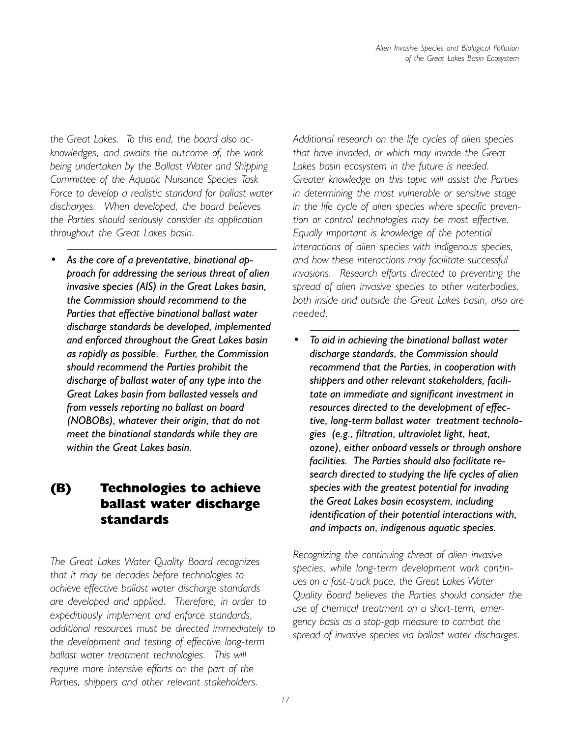*the Great Lakes. To this end, the board also acknowledges, and awaits the outcome of, the work being undertaken by the Ballast Water and Shipping Committee of the Aquatic Nuisance Species Task Force to develop a realistic standard for ballast water discharges. When developed, the board believes the Parties should seriously consider its application throughout the Great Lakes basin.*

---

- ***As the core of a preventative, binational approach for addressing the serious threat of alien invasive species (AIS) in the Great Lakes basin, the Commission should recommend to the Parties that effective binational ballast water discharge standards be developed, implemented and enforced throughout the Great Lakes basin as rapidly as possible. Further, the Commission should recommend the Parties prohibit the discharge of ballast water of any type into the Great Lakes basin from ballasted vessels and from vessels reporting no ballast on board (NOBOBs), whatever their origin, that do not meet the binational standards while they are within the Great Lakes basin.***

## (B) Technologies to achieve ballast water discharge standards

*The Great Lakes Water Quality Board recognizes that it may be decades before technologies to achieve effective ballast water discharge standards are developed and applied. Therefore, in order to expeditiously implement and enforce standards, additional resources must be directed immediately to the development and testing of effective long-term ballast water treatment technologies. This will require more intensive efforts on the part of the Parties, shippers and other relevant stakeholders.*

*Additional research on the life cycles of alien species that have invaded, or which may invade the Great Lakes basin ecosystem in the future is needed. Greater knowledge on this topic will assist the Parties in determining the most vulnerable or sensitive stage in the life cycle of alien species where specific prevention or control technologies may be most effective. Equally important is knowledge of the potential interactions of alien species with indigenous species, and how these interactions may facilitate successful invasions. Research efforts directed to preventing the spread of alien invasive species to other waterbodies, both inside and outside the Great Lakes basin, also are needed.*

---

- ***To aid in achieving the binational ballast water discharge standards, the Commission should recommend that the Parties, in cooperation with shippers and other relevant stakeholders, facilitate an immediate and significant investment in resources directed to the development of effective, long-term ballast water treatment technologies (e.g., filtration, ultraviolet light, heat, ozone), either onboard vessels or through onshore facilities. The Parties should also facilitate research directed to studying the life cycles of alien species with the greatest potential for invading the Great Lakes basin ecosystem, including identification of their potential interactions with, and impacts on, indigenous aquatic species.***

*Recognizing the continuing threat of alien invasive species, while long-term development work continues on a fast-track pace, the Great Lakes Water Quality Board believes the Parties should consider the use of chemical treatment on a short-term, emergency basis as a stop-gap measure to combat the spread of invasive species via ballast water discharges.*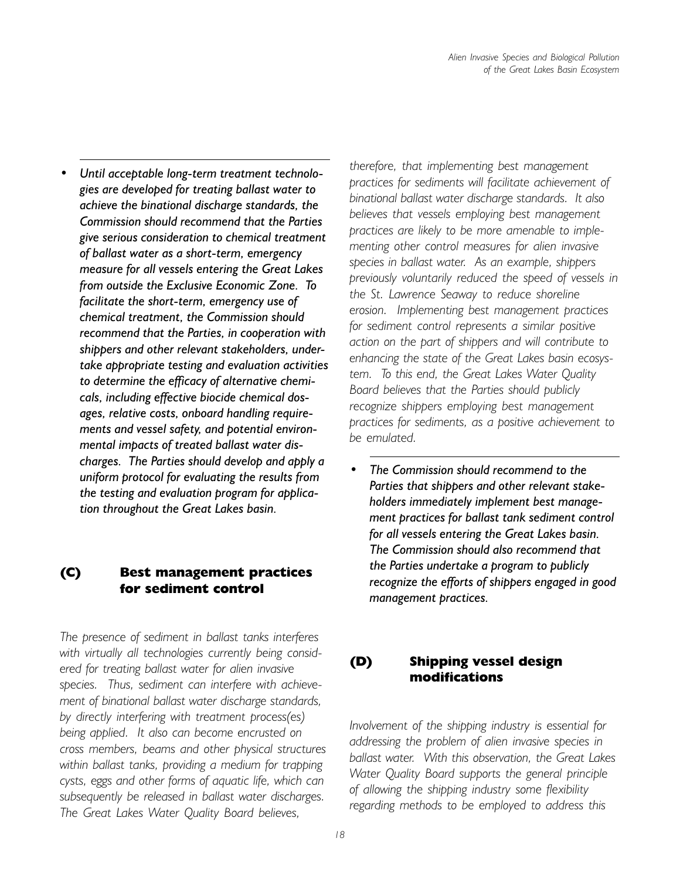- ***Until acceptable long-term treatment technologies are developed for treating ballast water to achieve the binational discharge standards, the Commission should recommend that the Parties give serious consideration to chemical treatment of ballast water as a short-term, emergency measure for all vessels entering the Great Lakes from outside the Exclusive Economic Zone. To facilitate the short-term, emergency use of chemical treatment, the Commission should recommend that the Parties, in cooperation with shippers and other relevant stakeholders, undertake appropriate testing and evaluation activities to determine the efficacy of alternative chemicals, including effective biocide chemical dosages, relative costs, onboard handling requirements and vessel safety, and potential environmental impacts of treated ballast water discharges. The Parties should develop and apply a uniform protocol for evaluating the results from the testing and evaluation program for application throughout the Great Lakes basin.***

### (C) Best management practices for sediment control

*The presence of sediment in ballast tanks interferes with virtually all technologies currently being considered for treating ballast water for alien invasive species. Thus, sediment can interfere with achievement of binational ballast water discharge standards, by directly interfering with treatment process(es) being applied. It also can become encrusted on cross members, beams and other physical structures within ballast tanks, providing a medium for trapping cysts, eggs and other forms of aquatic life, which can subsequently be released in ballast water discharges. The Great Lakes Water Quality Board believes, therefore, that implementing best management practices for sediments will facilitate achievement of binational ballast water discharge standards. It also believes that vessels employing best management practices are likely to be more amenable to implementing other control measures for alien invasive species in ballast water. As an example, shippers previously voluntarily reduced the speed of vessels in the St. Lawrence Seaway to reduce shoreline erosion. Implementing best management practices for sediment control represents a similar positive action on the part of shippers and will contribute to enhancing the state of the Great Lakes basin ecosystem. To this end, the Great Lakes Water Quality Board believes that the Parties should publicly recognize shippers employing best management practices for sediments, as a positive achievement to be emulated.*

- ***The Commission should recommend to the Parties that shippers and other relevant stakeholders immediately implement best management practices for ballast tank sediment control for all vessels entering the Great Lakes basin. The Commission should also recommend that the Parties undertake a program to publicly recognize the efforts of shippers engaged in good management practices.***

### (D) Shipping vessel design modifications

*Involvement of the shipping industry is essential for addressing the problem of alien invasive species in ballast water. With this observation, the Great Lakes Water Quality Board supports the general principle of allowing the shipping industry some flexibility regarding methods to be employed to address this*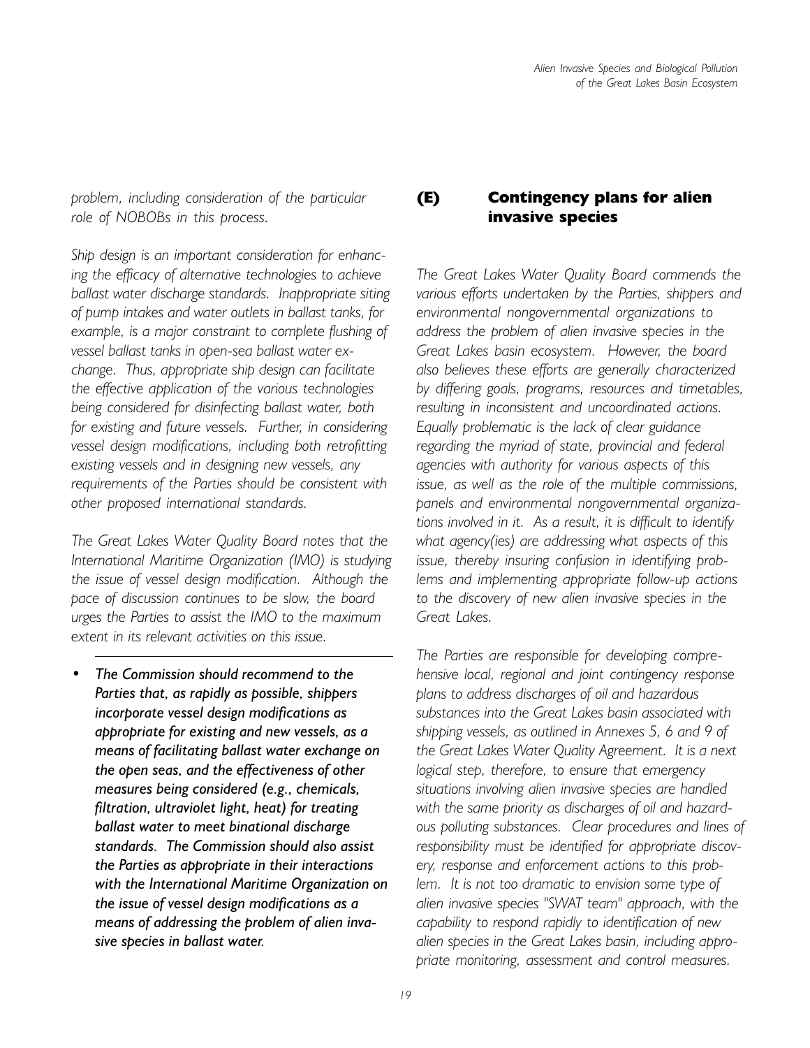*problem, including consideration of the particular role of NOBOBs in this process.*

*Ship design is an important consideration for enhancing the efficacy of alternative technologies to achieve ballast water discharge standards. Inappropriate siting of pump intakes and water outlets in ballast tanks, for example, is a major constraint to complete flushing of vessel ballast tanks in open-sea ballast water exchange. Thus, appropriate ship design can facilitate the effective application of the various technologies being considered for disinfecting ballast water, both for existing and future vessels. Further, in considering vessel design modifications, including both retrofitting existing vessels and in designing new vessels, any requirements of the Parties should be consistent with other proposed international standards.*

*The Great Lakes Water Quality Board notes that the International Maritime Organization (IMO) is studying the issue of vessel design modification. Although the pace of discussion continues to be slow, the board urges the Parties to assist the IMO to the maximum extent in its relevant activities on this issue.*

---

- ***The Commission should recommend to the Parties that, as rapidly as possible, shippers incorporate vessel design modifications as appropriate for existing and new vessels, as a means of facilitating ballast water exchange on the open seas, and the effectiveness of other measures being considered (e.g., chemicals, filtration, ultraviolet light, heat) for treating ballast water to meet binational discharge standards. The Commission should also assist the Parties as appropriate in their interactions with the International Maritime Organization on the issue of vessel design modifications as a means of addressing the problem of alien invasive species in ballast water.***

## (E) Contingency plans for alien invasive species

*The Great Lakes Water Quality Board commends the various efforts undertaken by the Parties, shippers and environmental nongovernmental organizations to address the problem of alien invasive species in the Great Lakes basin ecosystem. However, the board also believes these efforts are generally characterized by differing goals, programs, resources and timetables, resulting in inconsistent and uncoordinated actions. Equally problematic is the lack of clear guidance regarding the myriad of state, provincial and federal agencies with authority for various aspects of this issue, as well as the role of the multiple commissions, panels and environmental nongovernmental organizations involved in it. As a result, it is difficult to identify what agency(ies) are addressing what aspects of this issue, thereby insuring confusion in identifying problems and implementing appropriate follow-up actions to the discovery of new alien invasive species in the Great Lakes.*

*The Parties are responsible for developing comprehensive local, regional and joint contingency response plans to address discharges of oil and hazardous substances into the Great Lakes basin associated with shipping vessels, as outlined in Annexes 5, 6 and 9 of the Great Lakes Water Quality Agreement. It is a next logical step, therefore, to ensure that emergency situations involving alien invasive species are handled with the same priority as discharges of oil and hazardous polluting substances. Clear procedures and lines of responsibility must be identified for appropriate discovery, response and enforcement actions to this problem. It is not too dramatic to envision some type of alien invasive species "SWAT team" approach, with the capability to respond rapidly to identification of new alien species in the Great Lakes basin, including appropriate monitoring, assessment and control measures.*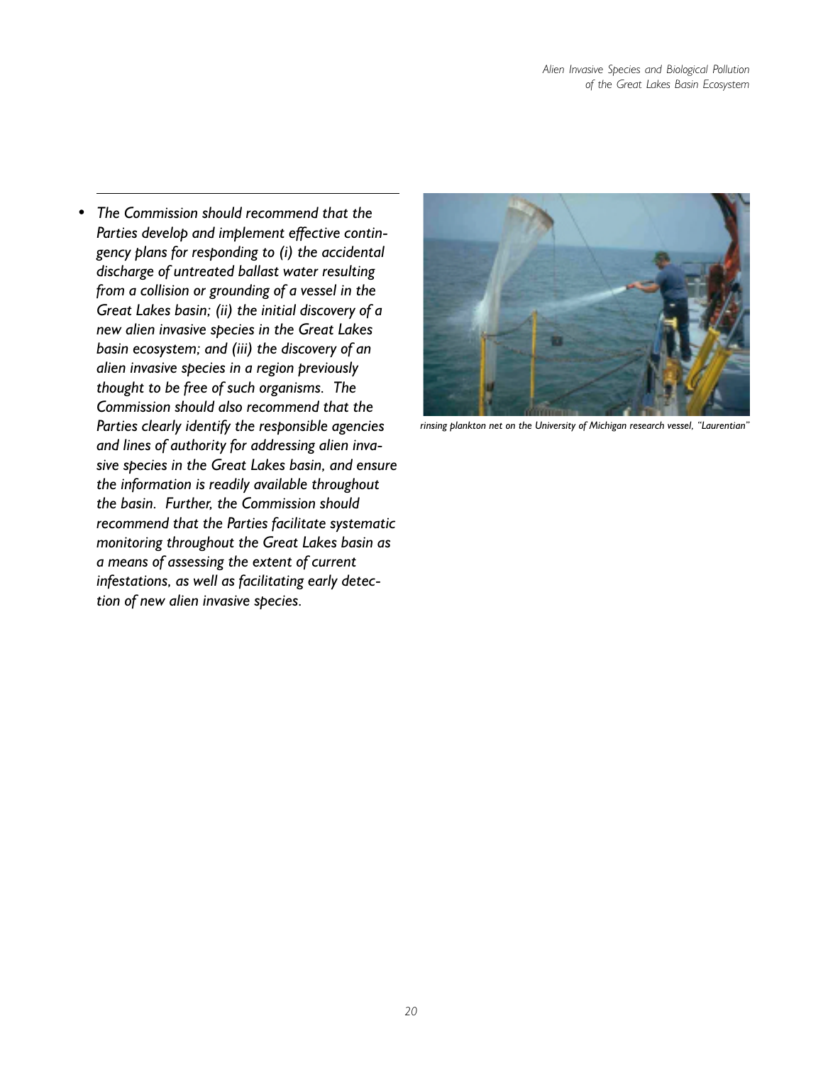- *The Commission should recommend that the Parties develop and implement effective contingency plans for responding to (i) the accidental discharge of untreated ballast water resulting from a collision or grounding of a vessel in the Great Lakes basin; (ii) the initial discovery of a new alien invasive species in the Great Lakes basin ecosystem; and (iii) the discovery of an alien invasive species in a region previously thought to be free of such organisms. The Commission should also recommend that the Parties clearly identify the responsible agencies and lines of authority for addressing alien invasive species in the Great Lakes basin, and ensure the information is readily available throughout the basin. Further, the Commission should recommend that the Parties facilitate systematic monitoring throughout the Great Lakes basin as a means of assessing the extent of current infestations, as well as facilitating early detection of new alien invasive species.*

*rinsing plankton net on the University of Michigan research vessel, "Laurentian"*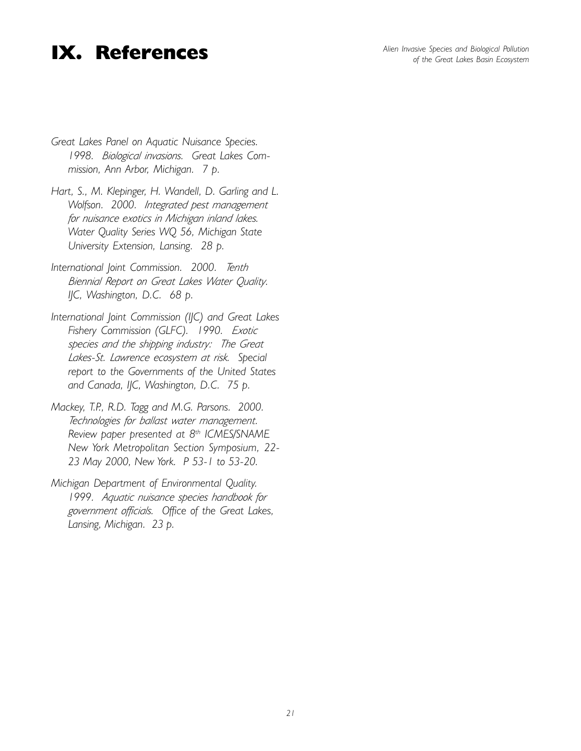# IX. References

Great Lakes Panel on Aquatic Nuisance Species. 1998. *Biological invasions.* Great Lakes Commission, Ann Arbor, Michigan. 7 p.

Hart, S., M. Klepinger, H. Wandell, D. Garling and L. Wolfson. 2000. *Integrated pest management for nuisance exotics in Michigan inland lakes.* Water Quality Series WQ 56, Michigan State University Extension, Lansing. 28 p.

International Joint Commission. 2000. *Tenth Biennial Report on Great Lakes Water Quality.* IJC, Washington, D.C. 68 p.

International Joint Commission (IJC) and Great Lakes Fishery Commission (GLFC). 1990. *Exotic species and the shipping industry: The Great Lakes-St. Lawrence ecosystem at risk.* Special report to the Governments of the United States and Canada, IJC, Washington, D.C. 75 p.

Mackey, T.P., R.D. Tagg and M.G. Parsons. 2000. *Technologies for ballast water management.* Review paper presented at 8th ICMES/SNAME New York Metropolitan Section Symposium, 22-23 May 2000, New York. P 53-1 to 53-20.

Michigan Department of Environmental Quality. 1999. *Aquatic nuisance species handbook for government officials.* Office of the Great Lakes, Lansing, Michigan. 23 p.